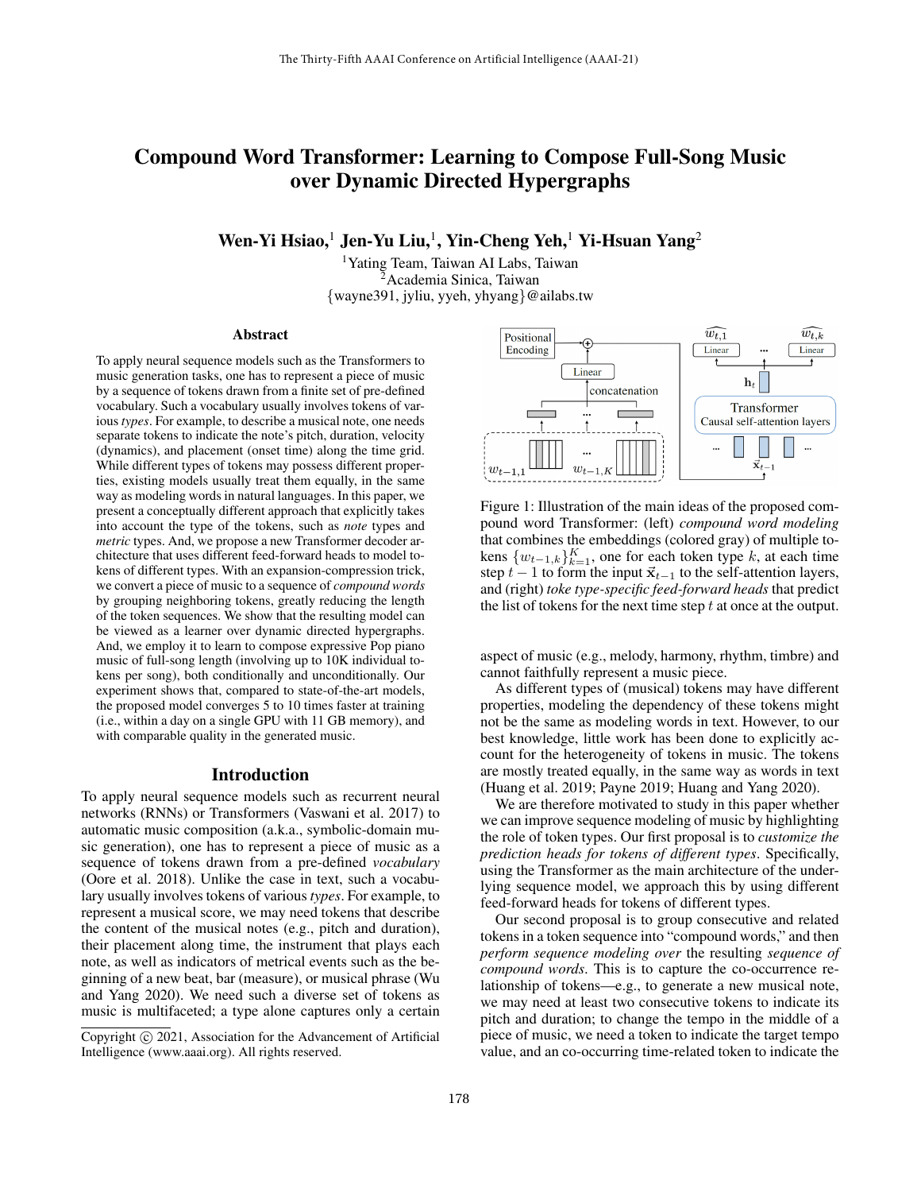# Compound Word Transformer: Learning to Compose Full-Song Music over Dynamic Directed Hypergraphs

**Wen-Yi Hsiao,[1] Jen-Yu Liu,[1], Yin-Cheng Yeh,[1] Yi-Hsuan Yang[2]**

[1]Yating Team, Taiwan AI Labs, Taiwan
[2]Academia Sinica, Taiwan
{wayne391, jyliu, yyeh, yhyang}@ailabs.tw

## Abstract

To apply neural sequence models such as the Transformers to music generation tasks, one has to represent a piece of music by a sequence of tokens drawn from a finite set of pre-defined vocabulary. Such a vocabulary usually involves tokens of various *types*. For example, to describe a musical note, one needs separate tokens to indicate the note's pitch, duration, velocity (dynamics), and placement (onset time) along the time grid. While different types of tokens may possess different properties, existing models usually treat them equally, in the same way as modeling words in natural languages. In this paper, we present a conceptually different approach that explicitly takes into account the type of the tokens, such as *note* types and *metric* types. And, we propose a new Transformer decoder architecture that uses different feed-forward heads to model tokens of different types. With an expansion-compression trick, we convert a piece of music to a sequence of *compound words* by grouping neighboring tokens, greatly reducing the length of the token sequences. We show that the resulting model can be viewed as a learner over dynamic directed hypergraphs. And, we employ it to learn to compose expressive Pop piano music of full-song length (involving up to 10K individual tokens per song), both conditionally and unconditionally. Our experiment shows that, compared to state-of-the-art models, the proposed model converges 5 to 10 times faster at training (i.e., within a day on a single GPU with 11 GB memory), and with comparable quality in the generated music.

## Introduction

To apply neural sequence models such as recurrent neural networks (RNNs) or Transformers (Vaswani et al. 2017) to automatic music composition (a.k.a., symbolic-domain music generation), one has to represent a piece of music as a sequence of tokens drawn from a pre-defined *vocabulary* (Oore et al. 2018). Unlike the case in text, such a vocabulary usually involves tokens of various *types*. For example, to represent a musical score, we may need tokens that describe the content of the musical notes (e.g., pitch and duration), their placement along time, the instrument that plays each note, as well as indicators of metrical events such as the beginning of a new beat, bar (measure), or musical phrase (Wu and Yang 2020). We need such a diverse set of tokens as music is multifaceted; a type alone captures only a certain aspect of music (e.g., melody, harmony, rhythm, timbre) and cannot faithfully represent a music piece.

Figure 1: Illustration of the main ideas of the proposed compound word Transformer: (left) *compound word modeling* that combines the embeddings (colored gray) of multiple tokens $\{w_{t-1,k}\}_{k=1}^{K}$, one for each token type $k$, at each time step $t-1$ to form the input $\vec{\mathbf{x}}_{t-1}$ to the self-attention layers, and (right) *toke type-specific feed-forward heads* that predict the list of tokens for the next time step $t$ at once at the output.

As different types of (musical) tokens may have different properties, modeling the dependency of these tokens might not be the same as modeling words in text. However, to our best knowledge, little work has been done to explicitly account for the heterogeneity of tokens in music. The tokens are mostly treated equally, in the same way as words in text (Huang et al. 2019; Payne 2019; Huang and Yang 2020).

We are therefore motivated to study in this paper whether we can improve sequence modeling of music by highlighting the role of token types. Our first proposal is to *customize the prediction heads for tokens of different types*. Specifically, using the Transformer as the main architecture of the underlying sequence model, we approach this by using different feed-forward heads for tokens of different types.

Our second proposal is to group consecutive and related tokens in a token sequence into "compound words," and then *perform sequence modeling over* the resulting *sequence of compound words*. This is to capture the co-occurrence relationship of tokens—e.g., to generate a new musical note, we may need at least two consecutive tokens to indicate its pitch and duration; to change the tempo in the middle of a piece of music, we need a token to indicate the target tempo value, and an co-occurring time-related token to indicate the

Copyright © 2021, Association for the Advancement of Artificial Intelligence (www.aaai.org). All rights reserved.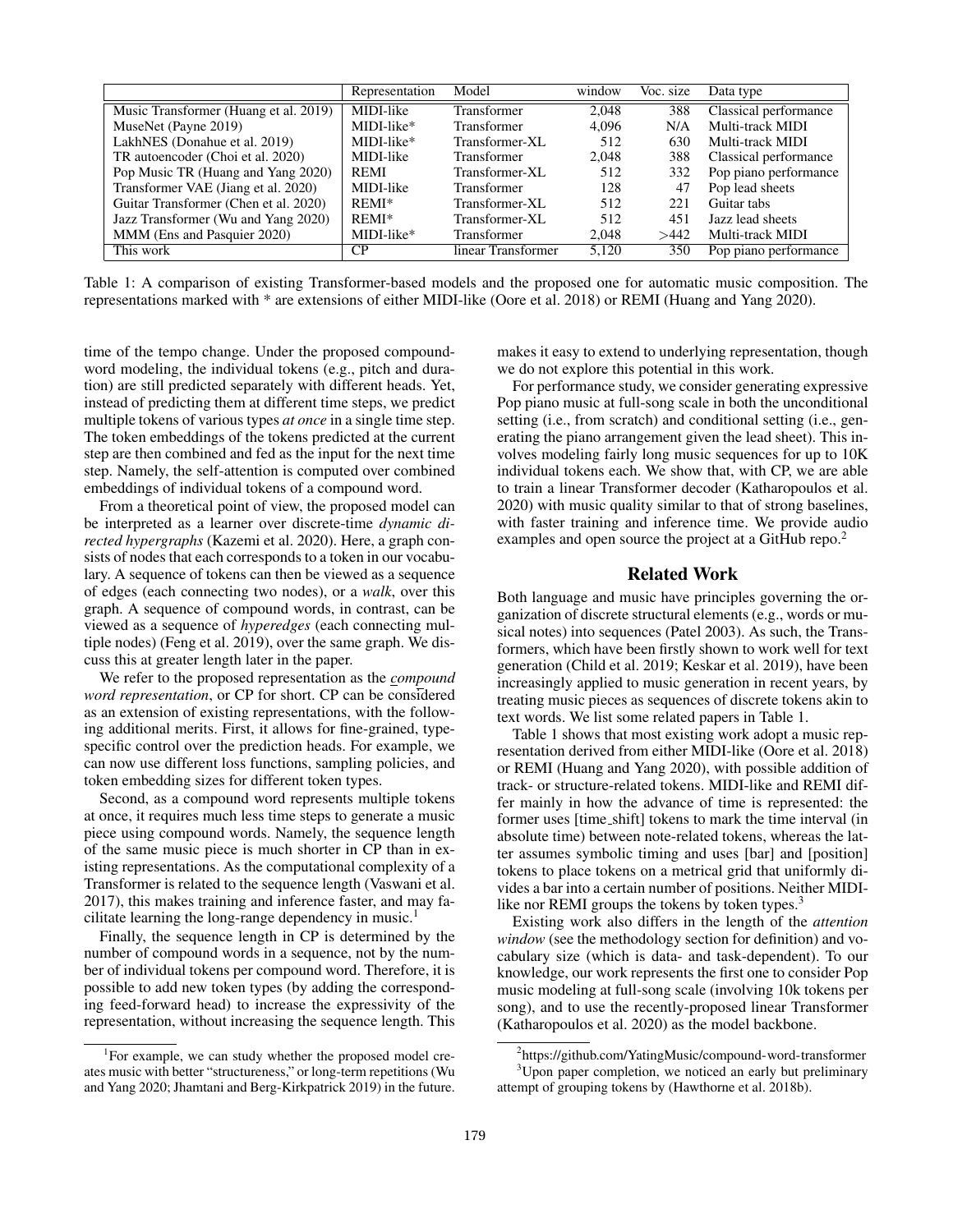| | Representation | Model | window | Voc. size | Data type |
|---|---|---|---|---|---|
| Music Transformer (Huang et al. 2019) | MIDI-like | Transformer | 2,048 | 388 | Classical performance |
| MuseNet (Payne 2019) | MIDI-like* | Transformer | 4,096 | N/A | Multi-track MIDI |
| LakhNES (Donahue et al. 2019) | MIDI-like* | Transformer-XL | 512 | 630 | Multi-track MIDI |
| TR autoencoder (Choi et al. 2020) | MIDI-like | Transformer | 2,048 | 388 | Classical performance |
| Pop Music TR (Huang and Yang 2020) | REMI | Transformer-XL | 512 | 332 | Pop piano performance |
| Transformer VAE (Jiang et al. 2020) | MIDI-like | Transformer | 128 | 47 | Pop lead sheets |
| Guitar Transformer (Chen et al. 2020) | REMI* | Transformer-XL | 512 | 221 | Guitar tabs |
| Jazz Transformer (Wu and Yang 2020) | REMI* | Transformer-XL | 512 | 451 | Jazz lead sheets |
| MMM (Ens and Pasquier 2020) | MIDI-like* | Transformer | 2,048 | >442 | Multi-track MIDI |
| This work | CP | linear Transformer | 5,120 | 350 | Pop piano performance |

Table 1: A comparison of existing Transformer-based models and the proposed one for automatic music composition. The representations marked with * are extensions of either MIDI-like (Oore et al. 2018) or REMI (Huang and Yang 2020).

time of the tempo change. Under the proposed compound-word modeling, the individual tokens (e.g., pitch and duration) are still predicted separately with different heads. Yet, instead of predicting them at different time steps, we predict multiple tokens of various types *at once* in a single time step. The token embeddings of the tokens predicted at the current step are then combined and fed as the input for the next time step. Namely, the self-attention is computed over combined embeddings of individual tokens of a compound word.

From a theoretical point of view, the proposed model can be interpreted as a learner over discrete-time *dynamic directed hypergraphs* (Kazemi et al. 2020). Here, a graph consists of nodes that each corresponds to a token in our vocabulary. A sequence of tokens can then be viewed as a sequence of edges (each connecting two nodes), or a *walk*, over this graph. A sequence of compound words, in contrast, can be viewed as a sequence of *hyperedges* (each connecting multiple nodes) (Feng et al. 2019), over the same graph. We discuss this at greater length later in the paper.

We refer to the proposed representation as the *compound word representation*, or CP for short. CP can be considered as an extension of existing representations, with the following additional merits. First, it allows for fine-grained, type-specific control over the prediction heads. For example, we can now use different loss functions, sampling policies, and token embedding sizes for different token types.

Second, as a compound word represents multiple tokens at once, it requires much less time steps to generate a music piece using compound words. Namely, the sequence length of the same music piece is much shorter in CP than in existing representations. As the computational complexity of a Transformer is related to the sequence length (Vaswani et al. 2017), this makes training and inference faster, and may facilitate learning the long-range dependency in music.[1]

Finally, the sequence length in CP is determined by the number of compound words in a sequence, not by the number of individual tokens per compound word. Therefore, it is possible to add new token types (by adding the corresponding feed-forward head) to increase the expressivity of the representation, without increasing the sequence length. This makes it easy to extend to underlying representation, though we do not explore this potential in this work.

For performance study, we consider generating expressive Pop piano music at full-song scale in both the unconditional setting (i.e., from scratch) and conditional setting (i.e., generating the piano arrangement given the lead sheet). This involves modeling fairly long music sequences for up to 10K individual tokens each. We show that, with CP, we are able to train a linear Transformer decoder (Katharopoulos et al. 2020) with music quality similar to that of strong baselines, with faster training and inference time. We provide audio examples and open source the project at a GitHub repo.[2]

## Related Work

Both language and music have principles governing the organization of discrete structural elements (e.g., words or musical notes) into sequences (Patel 2003). As such, the Transformers, which have been firstly shown to work well for text generation (Child et al. 2019; Keskar et al. 2019), have been increasingly applied to music generation in recent years, by treating music pieces as sequences of discrete tokens akin to text words. We list some related papers in Table 1.

Table 1 shows that most existing work adopt a music representation derived from either MIDI-like (Oore et al. 2018) or REMI (Huang and Yang 2020), with possible addition of track- or structure-related tokens. MIDI-like and REMI differ mainly in how the advance of time is represented: the former uses [time_shift] tokens to mark the time interval (in absolute time) between note-related tokens, whereas the latter assumes symbolic timing and uses [bar] and [position] tokens to place tokens on a metrical grid that uniformly divides a bar into a certain number of positions. Neither MIDI-like nor REMI groups the tokens by token types.[3]

Existing work also differs in the length of the *attention window* (see the methodology section for definition) and vocabulary size (which is data- and task-dependent). To our knowledge, our work represents the first one to consider Pop music modeling at full-song scale (involving 10k tokens per song), and to use the recently-proposed linear Transformer (Katharopoulos et al. 2020) as the model backbone.

[1] For example, we can study whether the proposed model creates music with better "structureness," or long-term repetitions (Wu and Yang 2020; Jhamtani and Berg-Kirkpatrick 2019) in the future.

[2] https://github.com/YatingMusic/compound-word-transformer

[3] Upon paper completion, we noticed an early but preliminary attempt of grouping tokens by (Hawthorne et al. 2018b).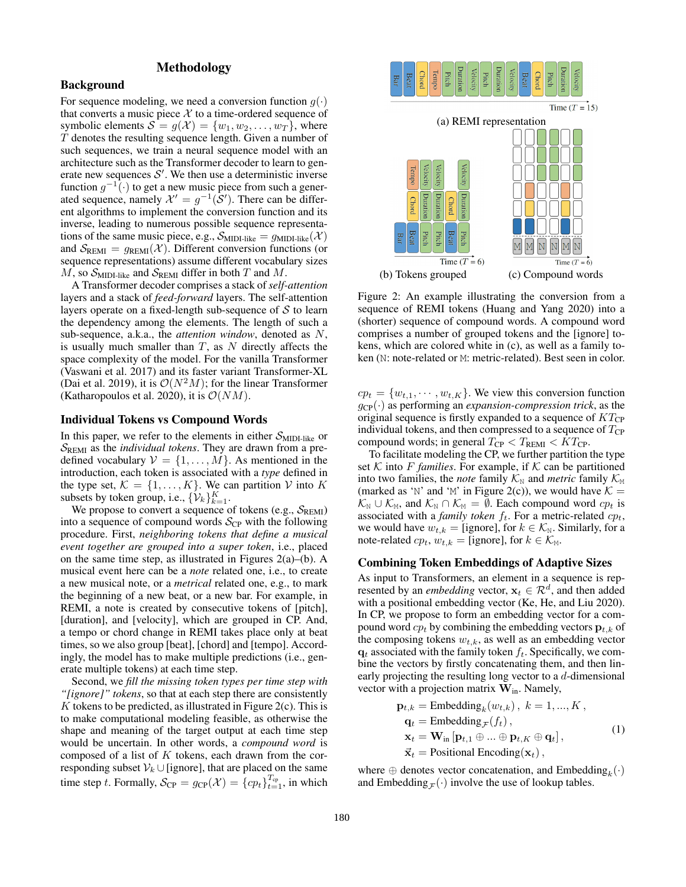# Methodology

## Background

For sequence modeling, we need a conversion function $g(\cdot)$ that converts a music piece $\mathcal{X}$ to a time-ordered sequence of symbolic elements $\mathcal{S} = g(\mathcal{X}) = \{w_1, w_2, \ldots, w_T\}$, where $T$ denotes the resulting sequence length. Given a number of such sequences, we train a neural sequence model with an architecture such as the Transformer decoder to learn to generate new sequences $\mathcal{S}'$. We then use a deterministic inverse function $g^{-1}(\cdot)$ to get a new music piece from such a generated sequence, namely $\mathcal{X}' = g^{-1}(\mathcal{S}')$. There can be different algorithms to implement the conversion function and its inverse, leading to numerous possible sequence representations of the same music piece, e.g., $\mathcal{S}_{\text{MIDI-like}} = g_{\text{MIDI-like}}(\mathcal{X})$ and $\mathcal{S}_{\text{REMI}} = g_{\text{REMI}}(\mathcal{X})$. Different conversion functions (or sequence representations) assume different vocabulary sizes $M$, so $\mathcal{S}_{\text{MIDI-like}}$ and $\mathcal{S}_{\text{REMI}}$ differ in both $T$ and $M$.

A Transformer decoder comprises a stack of *self-attention* layers and a stack of *feed-forward* layers. The self-attention layers operate on a fixed-length sub-sequence of $\mathcal{S}$ to learn the dependency among the elements. The length of such a sub-sequence, a.k.a., the *attention window*, denoted as $N$, is usually much smaller than $T$, as $N$ directly affects the space complexity of the model. For the vanilla Transformer (Vaswani et al. 2017) and its faster variant Transformer-XL (Dai et al. 2019), it is $\mathcal{O}(N^2M)$; for the linear Transformer (Katharopoulos et al. 2020), it is $\mathcal{O}(NM)$.

## Individual Tokens vs Compound Words

In this paper, we refer to the elements in either $\mathcal{S}_{\text{MIDI-like}}$ or $\mathcal{S}_{\text{REMI}}$ as the *individual tokens*. They are drawn from a pre-defined vocabulary $\mathcal{V} = \{1, \ldots, M\}$. As mentioned in the introduction, each token is associated with a *type* defined in the type set, $\mathcal{K} = \{1, \ldots, K\}$. We can partition $\mathcal{V}$ into $K$ subsets by token group, i.e., $\{\mathcal{V}_k\}_{k=1}^{K}$.

We propose to convert a sequence of tokens (e.g., $\mathcal{S}_{\text{REMI}}$) into a sequence of compound words $\mathcal{S}_{\text{CP}}$ with the following procedure. First, *neighboring tokens that define a musical event together are grouped into a super token*, i.e., placed on the same time step, as illustrated in Figures 2(a)–(b). A musical event here can be a *note* related one, i.e., to create a new musical note, or a *metrical* related one, e.g., to mark the beginning of a new beat, or a new bar. For example, in REMI, a note is created by consecutive tokens of [pitch], [duration], and [velocity], which are grouped in CP. And, a tempo or chord change in REMI takes place only at beat times, so we also group [beat], [chord] and [tempo]. Accordingly, the model has to make multiple predictions (i.e., generate multiple tokens) at each time step.

Second, we *fill the missing token types per time step with "[ignore]" tokens*, so that at each step there are consistently $K$ tokens to be predicted, as illustrated in Figure 2(c). This is to make computational modeling feasible, as otherwise the shape and meaning of the target output at each time step would be uncertain. In other words, a *compound word* is composed of a list of $K$ tokens, each drawn from the corresponding subset $\mathcal{V}_k \cup$ [ignore], that are placed on the same time step $t$. Formally, $\mathcal{S}_{\text{CP}} = g_{\text{CP}}(\mathcal{X}) = \{cp_t\}_{t=1}^{T_{\text{cp}}}$, in which $cp_t = \{w_{t,1}, \cdots, w_{t,K}\}$. We view this conversion function $g_{\text{CP}}(\cdot)$ as performing an *expansion-compression trick*, as the original sequence is firstly expanded to a sequence of $KT_{\text{CP}}$ individual tokens, and then compressed to a sequence of $T_{\text{CP}}$ compound words; in general $T_{\text{CP}} < T_{\text{REMI}} < KT_{\text{CP}}$.

Figure 2: An example illustrating the conversion from a sequence of REMI tokens (Huang and Yang 2020) into a (shorter) sequence of compound words. A compound word comprises a number of grouped tokens and the [ignore] tokens, which are colored white in (c), as well as a family token (N: note-related or M: metric-related). Best seen in color.

To facilitate modeling the CP, we further partition the type set $\mathcal{K}$ into $F$ *families*. For example, if $\mathcal{K}$ can be partitioned into two families, the *note* family $\mathcal{K}_{\text{N}}$ and *metric* family $\mathcal{K}_{\text{M}}$ (marked as 'N' and 'M' in Figure 2(c)), we would have $\mathcal{K} = \mathcal{K}_{\text{N}} \cup \mathcal{K}_{\text{M}}$, and $\mathcal{K}_{\text{N}} \cap \mathcal{K}_{\text{M}} = \emptyset$. Each compound word $cp_t$ is associated with a *family token* $f_t$. For a metric-related $cp_t$, we would have $w_{t,k} =$ [ignore], for $k \in \mathcal{K}_{\text{N}}$. Similarly, for a note-related $cp_t$, $w_{t,k} =$ [ignore], for $k \in \mathcal{K}_{\text{M}}$.

## Combining Token Embeddings of Adaptive Sizes

As input to Transformers, an element in a sequence is represented by an *embedding* vector, $\mathbf{x}_t \in \mathcal{R}^d$, and then added with a positional embedding vector (Ke, He, and Liu 2020). In CP, we propose to form an embedding vector for a compound word $cp_t$ by combining the embedding vectors $\mathbf{p}_{t,k}$ of the composing tokens $w_{t,k}$, as well as an embedding vector $\mathbf{q}_t$ associated with the family token $f_t$. Specifically, we combine the vectors by firstly concatenating them, and then linearly projecting the resulting long vector to a $d$-dimensional vector with a projection matrix $\mathbf{W}_{\text{in}}$. Namely,

$$
\begin{aligned}
\mathbf{p}_{t,k} &= \text{Embedding}_k(w_{t,k}), \ k = 1, ..., K, \\
\mathbf{q}_t &= \text{Embedding}_{\mathcal{F}}(f_t), \\
\mathbf{x}_t &= \mathbf{W}_{\text{in}} \left[\mathbf{p}_{t,1} \oplus ... \oplus \mathbf{p}_{t,K} \oplus \mathbf{q}_t\right], \\
\vec{\mathbf{x}}_t &= \text{Positional Encoding}(\mathbf{x}_t),
\end{aligned}
\tag{1}
$$

where $\oplus$ denotes vector concatenation, and $\text{Embedding}_k(\cdot)$ and $\text{Embedding}_{\mathcal{F}}(\cdot)$ involve the use of lookup tables.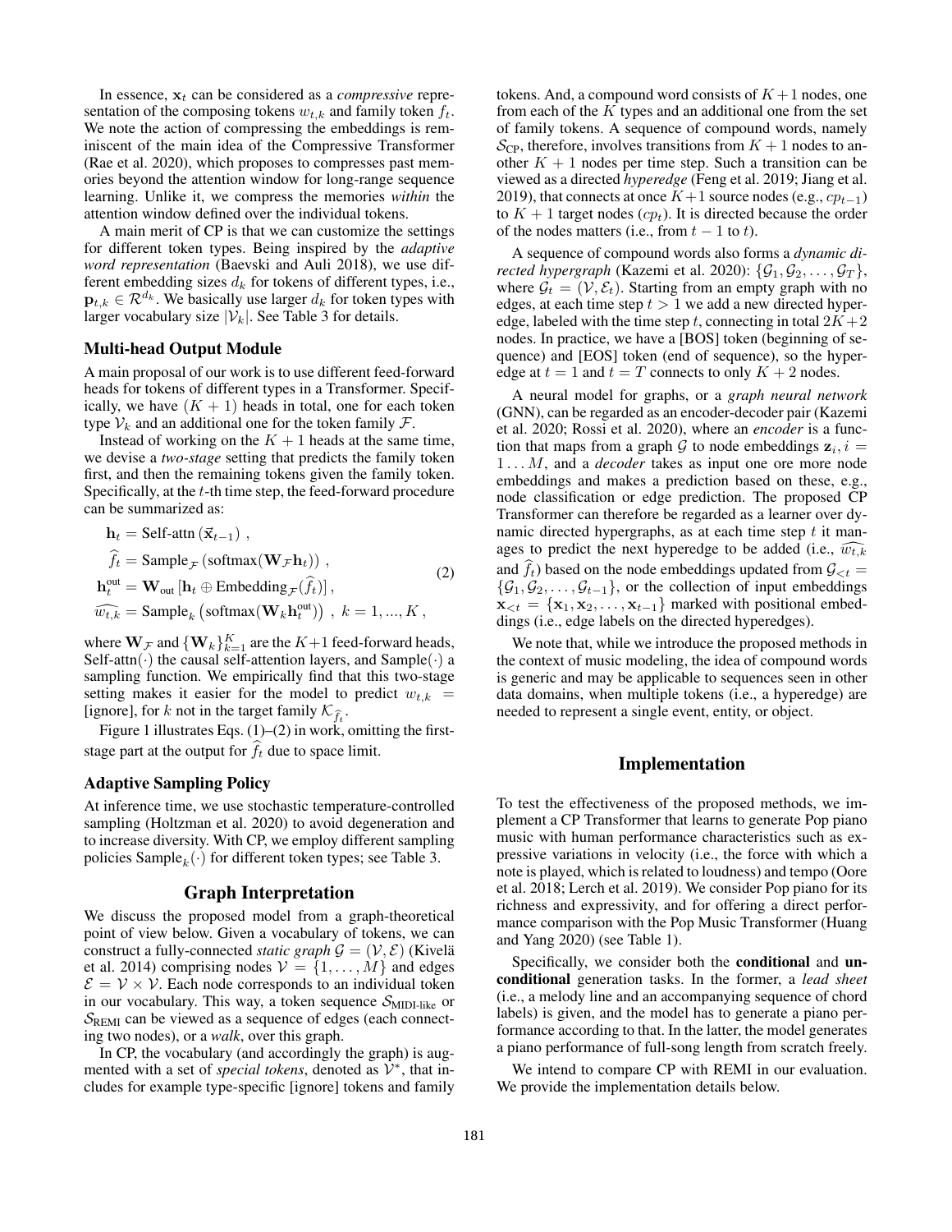In essence, $\mathbf{x}_t$ can be considered as a *compressive* representation of the composing tokens $w_{t,k}$ and family token $f_t$. We note the action of compressing the embeddings is reminiscent of the main idea of the Compressive Transformer (Rae et al. 2020), which proposes to compresses past memories beyond the attention window for long-range sequence learning. Unlike it, we compress the memories *within* the attention window defined over the individual tokens.

A main merit of CP is that we can customize the settings for different token types. Being inspired by the *adaptive word representation* (Baevski and Auli 2018), we use different embedding sizes $d_k$ for tokens of different types, i.e., $\mathbf{p}_{t,k} \in \mathcal{R}^{d_k}$. We basically use larger $d_k$ for token types with larger vocabulary size $|\mathcal{V}_k|$. See Table 3 for details.

### Multi-head Output Module

A main proposal of our work is to use different feed-forward heads for tokens of different types in a Transformer. Specifically, we have $(K+1)$ heads in total, one for each token type $\mathcal{V}_k$ and an additional one for the token family $\mathcal{F}$.

Instead of working on the $K+1$ heads at the same time, we devise a *two-stage* setting that predicts the family token first, and then the remaining tokens given the family token. Specifically, at the $t$-th time step, the feed-forward procedure can be summarized as:

$$
\begin{aligned}
\mathbf{h}_t &= \text{Self-attn}\left(\vec{\mathbf{x}}_{t-1}\right) , \\
\widehat{f}_t &= \text{Sample}_{\mathcal{F}}\left(\text{softmax}(\mathbf{W}_{\mathcal{F}}\mathbf{h}_t)\right) , \\
\mathbf{h}_t^{\text{out}} &= \mathbf{W}_{\text{out}}\left[\mathbf{h}_t \oplus \text{Embedding}_{\mathcal{F}}(\widehat{f}_t)\right] , \\
\widehat{w_{t,k}} &= \text{Sample}_k\left(\text{softmax}(\mathbf{W}_k\mathbf{h}_t^{\text{out}})\right) \ , \ k = 1, ..., K ,
\end{aligned}
\tag{2}
$$

where $\mathbf{W}_{\mathcal{F}}$ and $\{\mathbf{W}_k\}_{k=1}^K$ are the $K+1$ feed-forward heads, Self-attn$(\cdot)$ the causal self-attention layers, and Sample$(\cdot)$ a sampling function. We empirically find that this two-stage setting makes it easier for the model to predict $w_{t,k}$ = [ignore], for $k$ not in the target family $\mathcal{K}_{\widehat{f}_t}$.

Figure 1 illustrates Eqs. (1)–(2) in work, omitting the first-stage part at the output for $\widehat{f}_t$ due to space limit.

### Adaptive Sampling Policy

At inference time, we use stochastic temperature-controlled sampling (Holtzman et al. 2020) to avoid degeneration and to increase diversity. With CP, we employ different sampling policies $\text{Sample}_k(\cdot)$ for different token types; see Table 3.

## Graph Interpretation

We discuss the proposed model from a graph-theoretical point of view below. Given a vocabulary of tokens, we can construct a fully-connected *static graph* $\mathcal{G} = (\mathcal{V}, \mathcal{E})$ (Kivelä et al. 2014) comprising nodes $\mathcal{V} = \{1, \ldots, M\}$ and edges $\mathcal{E} = \mathcal{V} \times \mathcal{V}$. Each node corresponds to an individual token in our vocabulary. This way, a token sequence $\mathcal{S}_{\text{MIDI-like}}$ or $\mathcal{S}_{\text{REMI}}$ can be viewed as a sequence of edges (each connecting two nodes), or a *walk*, over this graph.

In CP, the vocabulary (and accordingly the graph) is augmented with a set of *special tokens*, denoted as $\mathcal{V}^*$, that includes for example type-specific [ignore] tokens and family tokens. And, a compound word consists of $K+1$ nodes, one from each of the $K$ types and an additional one from the set of family tokens. A sequence of compound words, namely $\mathcal{S}_{\text{CP}}$, therefore, involves transitions from $K+1$ nodes to another $K+1$ nodes per time step. Such a transition can be viewed as a directed *hyperedge* (Feng et al. 2019; Jiang et al. 2019), that connects at once $K+1$ source nodes (e.g., $cp_{t-1}$) to $K+1$ target nodes ($cp_t$). It is directed because the order of the nodes matters (i.e., from $t-1$ to $t$).

A sequence of compound words also forms a *dynamic directed hypergraph* (Kazemi et al. 2020): $\{\mathcal{G}_1, \mathcal{G}_2, \ldots, \mathcal{G}_T\}$, where $\mathcal{G}_t = (\mathcal{V}, \mathcal{E}_t)$. Starting from an empty graph with no edges, at each time step $t > 1$ we add a new directed hyperedge, labeled with the time step $t$, connecting in total $2K+2$ nodes. In practice, we have a [BOS] token (beginning of sequence) and [EOS] token (end of sequence), so the hyperedge at $t = 1$ and $t = T$ connects to only $K+2$ nodes.

A neural model for graphs, or a *graph neural network* (GNN), can be regarded as an encoder-decoder pair (Kazemi et al. 2020; Rossi et al. 2020), where an *encoder* is a function that maps from a graph $\mathcal{G}$ to node embeddings $\mathbf{z}_i, i = 1 \ldots M$, and a *decoder* takes as input one ore more node embeddings and makes a prediction based on these, e.g., node classification or edge prediction. The proposed CP Transformer can therefore be regarded as a learner over dynamic directed hypergraphs, as at each time step $t$ it manages to predict the next hyperedge to be added (i.e., $\widehat{w_{t,k}}$ and $\widehat{f}_t$) based on the node embeddings updated from $\mathcal{G}_{<t} = \{\mathcal{G}_1, \mathcal{G}_2, \ldots, \mathcal{G}_{t-1}\}$, or the collection of input embeddings $\mathbf{x}_{<t} = \{\mathbf{x}_1, \mathbf{x}_2, \ldots, \mathbf{x}_{t-1}\}$ marked with positional embeddings (i.e., edge labels on the directed hyperedges).

We note that, while we introduce the proposed methods in the context of music modeling, the idea of compound words is generic and may be applicable to sequences seen in other data domains, when multiple tokens (i.e., a hyperedge) are needed to represent a single event, entity, or object.

## Implementation

To test the effectiveness of the proposed methods, we implement a CP Transformer that learns to generate Pop piano music with human performance characteristics such as expressive variations in velocity (i.e., the force with which a note is played, which is related to loudness) and tempo (Oore et al. 2018; Lerch et al. 2019). We consider Pop piano for its richness and expressivity, and for offering a direct performance comparison with the Pop Music Transformer (Huang and Yang 2020) (see Table 1).

Specifically, we consider both the **conditional** and **unconditional** generation tasks. In the former, a *lead sheet* (i.e., a melody line and an accompanying sequence of chord labels) is given, and the model has to generate a piano performance according to that. In the latter, the model generates a piano performance of full-song length from scratch freely.

We intend to compare CP with REMI in our evaluation. We provide the implementation details below.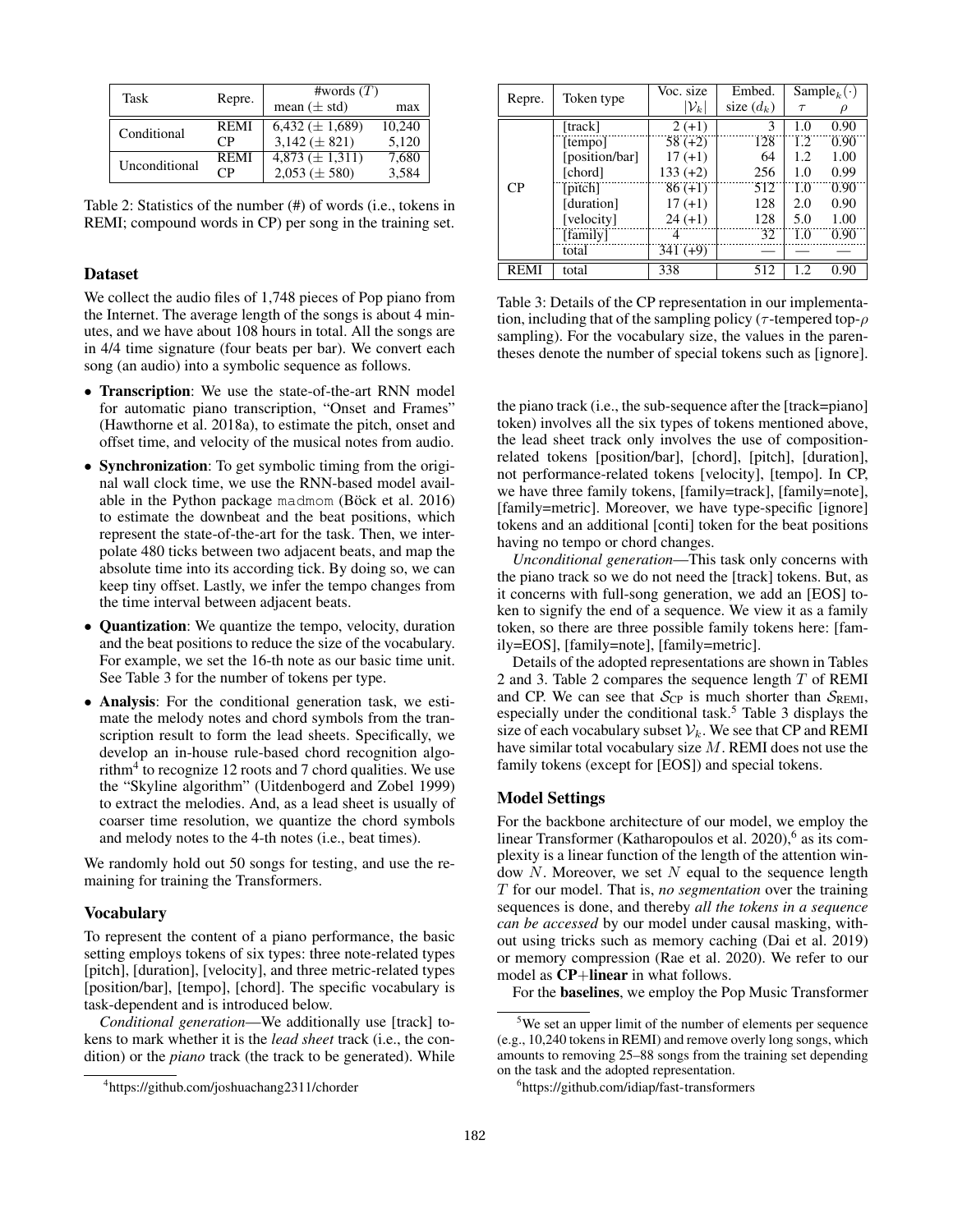| Task | Repre. | #words ($T$) | |
|---|---|---|---|
| | | mean ($\pm$ std) | max |
| Conditional | REMI | 6,432 ($\pm$ 1,689) | 10,240 |
| | CP | 3,142 ($\pm$ 821) | 5,120 |
| Unconditional | REMI | 4,873 ($\pm$ 1,311) | 7,680 |
| | CP | 2,053 ($\pm$ 580) | 3,584 |

Table 2: Statistics of the number (#) of words (i.e., tokens in REMI; compound words in CP) per song in the training set.

## Dataset

We collect the audio files of 1,748 pieces of Pop piano from the Internet. The average length of the songs is about 4 minutes, and we have about 108 hours in total. All the songs are in 4/4 time signature (four beats per bar). We convert each song (an audio) into a symbolic sequence as follows.

- **Transcription**: We use the state-of-the-art RNN model for automatic piano transcription, "Onset and Frames" (Hawthorne et al. 2018a), to estimate the pitch, onset and offset time, and velocity of the musical notes from audio.
- **Synchronization**: To get symbolic timing from the original wall clock time, we use the RNN-based model available in the Python package madmom (Böck et al. 2016) to estimate the downbeat and the beat positions, which represent the state-of-the-art for the task. Then, we interpolate 480 ticks between two adjacent beats, and map the absolute time into its according tick. By doing so, we can keep tiny offset. Lastly, we infer the tempo changes from the time interval between adjacent beats.
- **Quantization**: We quantize the tempo, velocity, duration and the beat positions to reduce the size of the vocabulary. For example, we set the 16-th note as our basic time unit. See Table 3 for the number of tokens per type.
- **Analysis**: For the conditional generation task, we estimate the melody notes and chord symbols from the transcription result to form the lead sheets. Specifically, we develop an in-house rule-based chord recognition algorithm[4] to recognize 12 roots and 7 chord qualities. We use the "Skyline algorithm" (Uitdenbogerd and Zobel 1999) to extract the melodies. And, as a lead sheet is usually of coarser time resolution, we quantize the chord symbols and melody notes to the 4-th notes (i.e., beat times).

We randomly hold out 50 songs for testing, and use the remaining for training the Transformers.

## Vocabulary

To represent the content of a piano performance, the basic setting employs tokens of six types: three note-related types [pitch], [duration], [velocity], and three metric-related types [position/bar], [tempo], [chord]. The specific vocabulary is task-dependent and is introduced below.

*Conditional generation*—We additionally use [track] tokens to mark whether it is the *lead sheet* track (i.e., the condition) or the *piano* track (the track to be generated). While the piano track (i.e., the sub-sequence after the [track=piano] token) involves all the six types of tokens mentioned above, the lead sheet track only involves the use of composition-related tokens [position/bar], [chord], [pitch], [duration], not performance-related tokens [velocity], [tempo]. In CP, we have three family tokens, [family=track], [family=note], [family=metric]. Moreover, we have type-specific [ignore] tokens and an additional [conti] token for the beat positions having no tempo or chord changes.

| Repre. | Token type | Voc. size | Embed. | Sample$_k(\cdot)$ | |
|---|---|---|---|---|---|
| | | $\lvert\mathcal{V}_k\rvert$ | size ($d_k$) | $\tau$ | $\rho$ |
| CP | [track] | 2 (+1) | 3 | 1.0 | 0.90 |
| | [tempo] | 58 (+2) | 128 | 1.2 | 0.90 |
| | [position/bar] | 17 (+1) | 64 | 1.2 | 1.00 |
| | [chord] | 133 (+2) | 256 | 1.0 | 0.99 |
| | [pitch] | 86 (+1) | 512 | 1.0 | 0.90 |
| | [duration] | 17 (+1) | 128 | 2.0 | 0.90 |
| | [velocity] | 24 (+1) | 128 | 5.0 | 1.00 |
| | [family] | 4 | 32 | 1.0 | 0.90 |
| | total | 341 (+9) | — | — | — |
| REMI | total | 338 | 512 | 1.2 | 0.90 |

Table 3: Details of the CP representation in our implementation, including that of the sampling policy ($\tau$-tempered top-$\rho$ sampling). For the vocabulary size, the values in the parentheses denote the number of special tokens such as [ignore].

*Unconditional generation*—This task only concerns with the piano track so we do not need the [track] tokens. But, as it concerns with full-song generation, we add an [EOS] token to signify the end of a sequence. We view it as a family token, so there are three possible family tokens here: [family=EOS], [family=note], [family=metric].

Details of the adopted representations are shown in Tables 2 and 3. Table 2 compares the sequence length $T$ of REMI and CP. We can see that $\mathcal{S}_{\text{CP}}$ is much shorter than $\mathcal{S}_{\text{REMI}}$, especially under the conditional task.[5] Table 3 displays the size of each vocabulary subset $\mathcal{V}_k$. We see that CP and REMI have similar total vocabulary size $M$. REMI does not use the family tokens (except for [EOS]) and special tokens.

## Model Settings

For the backbone architecture of our model, we employ the linear Transformer (Katharopoulos et al. 2020),[6] as its complexity is a linear function of the length of the attention window $N$. Moreover, we set $N$ equal to the sequence length $T$ for our model. That is, *no segmentation* over the training sequences is done, and thereby *all the tokens in a sequence can be accessed* by our model under causal masking, without using tricks such as memory caching (Dai et al. 2019) or memory compression (Rae et al. 2020). We refer to our model as **CP+linear** in what follows.

For the **baselines**, we employ the Pop Music Transformer

[4] https://github.com/joshuachang2311/chorder

[5] We set an upper limit of the number of elements per sequence (e.g., 10,240 tokens in REMI) and remove overly long songs, which amounts to removing 25–88 songs from the training set depending on the task and the adopted representation.

[6] https://github.com/idiap/fast-transformers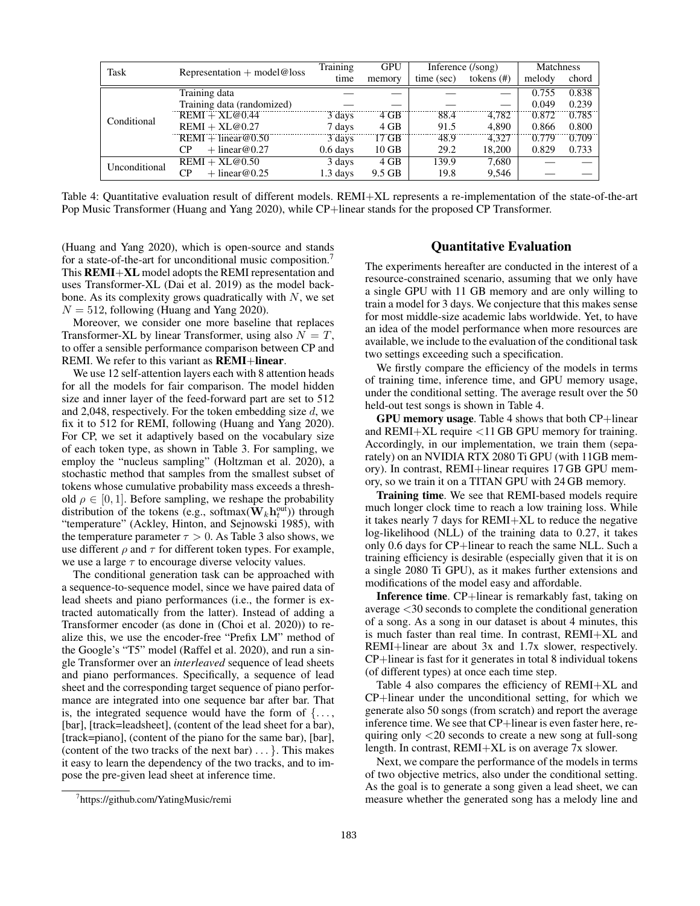| Task | Representation + model@loss | Training time | GPU memory | Inference (/song) time (sec) | Inference (/song) tokens (#) | Matchness melody | Matchness chord |
|---|---|---|---|---|---|---|---|
| Conditional | Training data | — | — | — | — | 0.755 | 0.838 |
| | Training data (randomized) | — | — | — | — | 0.049 | 0.239 |
| | REMI + XL@0.44 | 3 days | 4 GB | 88.4 | 4,782 | 0.872 | 0.785 |
| | REMI + XL@0.27 | 7 days | 4 GB | 91.5 | 4,890 | 0.866 | 0.800 |
| | REMI + linear@0.50 | 3 days | 17 GB | 48.9 | 4,327 | 0.779 | 0.709 |
| | CP + linear@0.27 | 0.6 days | 10 GB | 29.2 | 18,200 | 0.829 | 0.733 |
| Unconditional | REMI + XL@0.50 | 3 days | 4 GB | 139.9 | 7,680 | — | — |
| | CP + linear@0.25 | 1.3 days | 9.5 GB | 19.8 | 9,546 | — | — |

Table 4: Quantitative evaluation result of different models. REMI+XL represents a re-implementation of the state-of-the-art Pop Music Transformer (Huang and Yang 2020), while CP+linear stands for the proposed CP Transformer.

(Huang and Yang 2020), which is open-source and stands for a state-of-the-art for unconditional music composition.[7] This **REMI+XL** model adopts the REMI representation and uses Transformer-XL (Dai et al. 2019) as the model backbone. As its complexity grows quadratically with $N$, we set $N = 512$, following (Huang and Yang 2020).

Moreover, we consider one more baseline that replaces Transformer-XL by linear Transformer, using also $N = T$, to offer a sensible performance comparison between CP and REMI. We refer to this variant as **REMI+linear**.

We use 12 self-attention layers each with 8 attention heads for all the models for fair comparison. The model hidden size and inner layer of the feed-forward part are set to 512 and 2,048, respectively. For the token embedding size $d$, we fix it to 512 for REMI, following (Huang and Yang 2020). For CP, we set it adaptively based on the vocabulary size of each token type, as shown in Table 3. For sampling, we employ the "nucleus sampling" (Holtzman et al. 2020), a stochastic method that samples from the smallest subset of tokens whose cumulative probability mass exceeds a threshold $\rho \in [0, 1]$. Before sampling, we reshape the probability distribution of the tokens (e.g., softmax($\mathbf{W}_k \mathbf{h}_t^{\text{out}}$)) through "temperature" (Ackley, Hinton, and Sejnowski 1985), with the temperature parameter $\tau > 0$. As Table 3 also shows, we use different $\rho$ and $\tau$ for different token types. For example, we use a large $\tau$ to encourage diverse velocity values.

The conditional generation task can be approached with a sequence-to-sequence model, since we have paired data of lead sheets and piano performances (i.e., the former is extracted automatically from the latter). Instead of adding a Transformer encoder (as done in (Choi et al. 2020)) to realize this, we use the encoder-free "Prefix LM" method of the Google's "T5" model (Raffel et al. 2020), and run a single Transformer over an *interleaved* sequence of lead sheets and piano performances. Specifically, a sequence of lead sheet and the corresponding target sequence of piano performance are integrated into one sequence bar after bar. That is, the integrated sequence would have the form of {..., [bar], [track=leadsheet], (content of the lead sheet for a bar), [track=piano], (content of the piano for the same bar), [bar], (content of the two tracks of the next bar) ...}. This makes it easy to learn the dependency of the two tracks, and to impose the pre-given lead sheet at inference time.

[7] https://github.com/YatingMusic/remi

## Quantitative Evaluation

The experiments hereafter are conducted in the interest of a resource-constrained scenario, assuming that we only have a single GPU with 11 GB memory and are only willing to train a model for 3 days. We conjecture that this makes sense for most middle-size academic labs worldwide. Yet, to have an idea of the model performance when more resources are available, we include to the evaluation of the conditional task two settings exceeding such a specification.

We firstly compare the efficiency of the models in terms of training time, inference time, and GPU memory usage, under the conditional setting. The average result over the 50 held-out test songs is shown in Table 4.

**GPU memory usage**. Table 4 shows that both CP+linear and REMI+XL require <11 GB GPU memory for training. Accordingly, in our implementation, we train them (separately) on an NVIDIA RTX 2080 Ti GPU (with 11GB memory). In contrast, REMI+linear requires 17 GB GPU memory, so we train it on a TITAN GPU with 24 GB memory.

**Training time**. We see that REMI-based models require much longer clock time to reach a low training loss. While it takes nearly 7 days for REMI+XL to reduce the negative log-likelihood (NLL) of the training data to 0.27, it takes only 0.6 days for CP+linear to reach the same NLL. Such a training efficiency is desirable (especially given that it is on a single 2080 Ti GPU), as it makes further extensions and modifications of the model easy and affordable.

**Inference time**. CP+linear is remarkably fast, taking on average <30 seconds to complete the conditional generation of a song. As a song in our dataset is about 4 minutes, this is much faster than real time. In contrast, REMI+XL and REMI+linear are about 3x and 1.7x slower, respectively. CP+linear is fast for it generates in total 8 individual tokens (of different types) at once each time step.

Table 4 also compares the efficiency of REMI+XL and CP+linear under the unconditional setting, for which we generate also 50 songs (from scratch) and report the average inference time. We see that CP+linear is even faster here, requiring only <20 seconds to create a new song at full-song length. In contrast, REMI+XL is on average 7x slower.

Next, we compare the performance of the models in terms of two objective metrics, also under the conditional setting. As the goal is to generate a song given a lead sheet, we can measure whether the generated song has a melody line and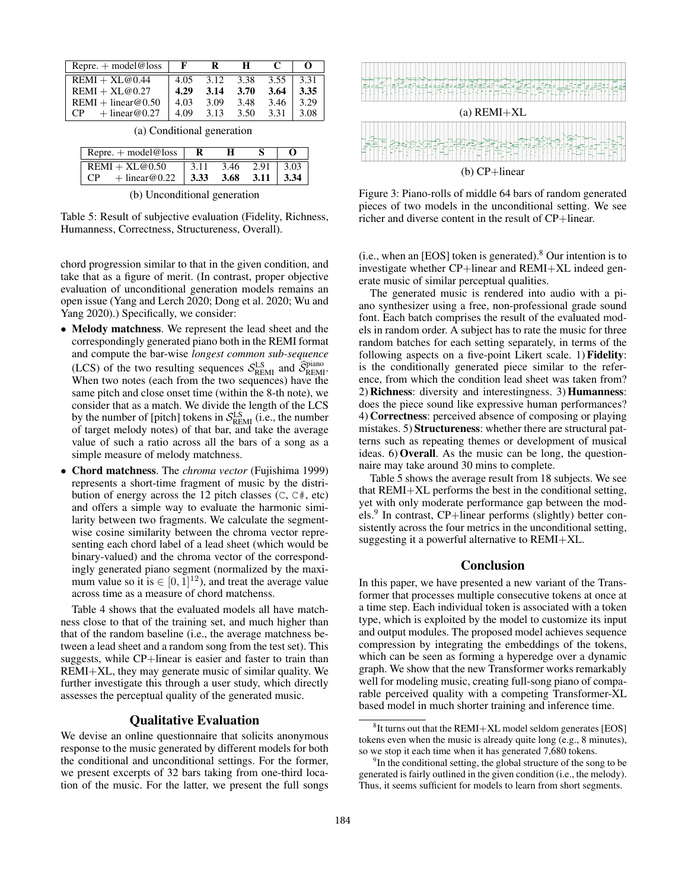| Repre. + model@loss | F | R | H | C | O |
|---|---|---|---|---|---|
| REMI + XL@0.44 | 4.05 | 3.12 | 3.38 | 3.55 | 3.31 |
| REMI + XL@0.27 | **4.29** | **3.14** | **3.70** | **3.64** | **3.35** |
| REMI + linear@0.50 | 4.03 | 3.09 | 3.48 | 3.46 | 3.29 |
| CP + linear@0.27 | 4.09 | 3.13 | 3.50 | 3.31 | 3.08 |

(a) Conditional generation

| Repre. + model@loss | R | H | S | O |
|---|---|---|---|---|
| REMI + XL@0.50 | 3.11 | 3.46 | 2.91 | 3.03 |
| CP + linear@0.22 | **3.33** | **3.68** | **3.11** | **3.34** |

(b) Unconditional generation

Table 5: Result of subjective evaluation (Fidelity, Richness, Humanness, Correctness, Structureness, Overall).

chord progression similar to that in the given condition, and take that as a figure of merit. (In contrast, proper objective evaluation of unconditional generation models remains an open issue (Yang and Lerch 2020; Dong et al. 2020; Wu and Yang 2020).) Specifically, we consider:

- **Melody matchness**. We represent the lead sheet and the correspondingly generated piano both in the REMI format and compute the bar-wise *longest common sub-sequence* (LCS) of the two resulting sequences $\mathcal{S}^{\text{LS}}_{\text{REMI}}$ and $\widehat{\mathcal{S}}^{\text{piano}}_{\text{REMI}}$. When two notes (each from the two sequences) have the same pitch and close onset time (within the 8-th note), we consider that as a match. We divide the length of the LCS by the number of [pitch] tokens in $\mathcal{S}^{\text{LS}}_{\text{REMI}}$ (i.e., the number of target melody notes) of that bar, and take the average value of such a ratio across all the bars of a song as a simple measure of melody matchness.
- **Chord matchness**. The *chroma vector* (Fujishima 1999) represents a short-time fragment of music by the distribution of energy across the 12 pitch classes (C, C#, etc) and offers a simple way to evaluate the harmonic similarity between two fragments. We calculate the segment-wise cosine similarity between the chroma vector representing each chord label of a lead sheet (which would be binary-valued) and the chroma vector of the correspondingly generated piano segment (normalized by the maximum value so it is $\in [0, 1]^{12}$), and treat the average value across time as a measure of chord matchenss.

Table 4 shows that the evaluated models all have matchness close to that of the training set, and much higher than that of the random baseline (i.e., the average matchness between a lead sheet and a random song from the test set). This suggests, while CP+linear is easier and faster to train than REMI+XL, they may generate music of similar quality. We further investigate this through a user study, which directly assesses the perceptual quality of the generated music.

## Qualitative Evaluation

We devise an online questionnaire that solicits anonymous response to the music generated by different models for both the conditional and unconditional settings. For the former, we present excerpts of 32 bars taking from one-third location of the music. For the latter, we present the full songs (i.e., when an [EOS] token is generated).[8] Our intention is to investigate whether CP+linear and REMI+XL indeed generate music of similar perceptual qualities.

(a) REMI+XL

(b) CP+linear

Figure 3: Piano-rolls of middle 64 bars of random generated pieces of two models in the unconditional setting. We see richer and diverse content in the result of CP+linear.

The generated music is rendered into audio with a piano synthesizer using a free, non-professional grade sound font. Each batch comprises the result of the evaluated models in random order. A subject has to rate the music for three random batches for each setting separately, in terms of the following aspects on a five-point Likert scale. 1) **Fidelity**: is the conditionally generated piece similar to the reference, from which the condition lead sheet was taken from? 2) **Richness**: diversity and interestingness. 3) **Humanness**: does the piece sound like expressive human performances? 4) **Correctness**: perceived absence of composing or playing mistakes. 5) **Structureness**: whether there are structural patterns such as repeating themes or development of musical ideas. 6) **Overall**. As the music can be long, the questionnaire may take around 30 mins to complete.

Table 5 shows the average result from 18 subjects. We see that REMI+XL performs the best in the conditional setting, yet with only moderate performance gap between the models.[9] In contrast, CP+linear performs (slightly) better consistently across the four metrics in the unconditional setting, suggesting it a powerful alternative to REMI+XL.

## Conclusion

In this paper, we have presented a new variant of the Transformer that processes multiple consecutive tokens at once at a time step. Each individual token is associated with a token type, which is exploited by the model to customize its input and output modules. The proposed model achieves sequence compression by integrating the embeddings of the tokens, which can be seen as forming a hyperedge over a dynamic graph. We show that the new Transformer works remarkably well for modeling music, creating full-song piano of comparable perceived quality with a competing Transformer-XL based model in much shorter training and inference time.

[8] It turns out that the REMI+XL model seldom generates [EOS] tokens even when the music is already quite long (e.g., 8 minutes), so we stop it each time when it has generated 7,680 tokens.

[9] In the conditional setting, the global structure of the song to be generated is fairly outlined in the given condition (i.e., the melody). Thus, it seems sufficient for models to learn from short segments.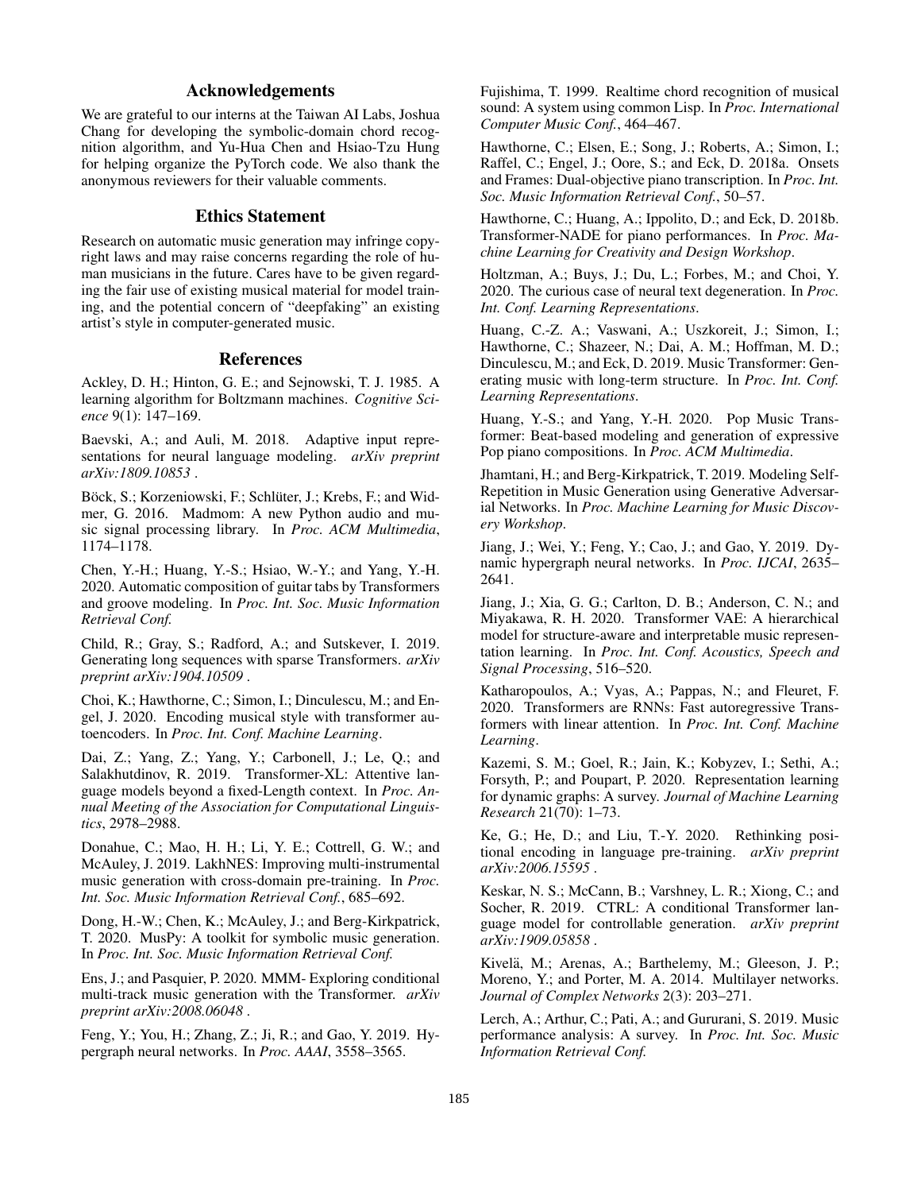## Acknowledgements

We are grateful to our interns at the Taiwan AI Labs, Joshua Chang for developing the symbolic-domain chord recognition algorithm, and Yu-Hua Chen and Hsiao-Tzu Hung for helping organize the PyTorch code. We also thank the anonymous reviewers for their valuable comments.

## Ethics Statement

Research on automatic music generation may infringe copyright laws and may raise concerns regarding the role of human musicians in the future. Cares have to be given regarding the fair use of existing musical material for model training, and the potential concern of "deepfaking" an existing artist's style in computer-generated music.

## References

Ackley, D. H.; Hinton, G. E.; and Sejnowski, T. J. 1985. A learning algorithm for Boltzmann machines. *Cognitive Science* 9(1): 147–169.

Baevski, A.; and Auli, M. 2018. Adaptive input representations for neural language modeling. *arXiv preprint arXiv:1809.10853* .

Böck, S.; Korzeniowski, F.; Schlüter, J.; Krebs, F.; and Widmer, G. 2016. Madmom: A new Python audio and music signal processing library. In *Proc. ACM Multimedia*, 1174–1178.

Chen, Y.-H.; Huang, Y.-S.; Hsiao, W.-Y.; and Yang, Y.-H. 2020. Automatic composition of guitar tabs by Transformers and groove modeling. In *Proc. Int. Soc. Music Information Retrieval Conf.*

Child, R.; Gray, S.; Radford, A.; and Sutskever, I. 2019. Generating long sequences with sparse Transformers. *arXiv preprint arXiv:1904.10509* .

Choi, K.; Hawthorne, C.; Simon, I.; Dinculescu, M.; and Engel, J. 2020. Encoding musical style with transformer autoencoders. In *Proc. Int. Conf. Machine Learning*.

Dai, Z.; Yang, Z.; Yang, Y.; Carbonell, J.; Le, Q.; and Salakhutdinov, R. 2019. Transformer-XL: Attentive language models beyond a fixed-Length context. In *Proc. Annual Meeting of the Association for Computational Linguistics*, 2978–2988.

Donahue, C.; Mao, H. H.; Li, Y. E.; Cottrell, G. W.; and McAuley, J. 2019. LakhNES: Improving multi-instrumental music generation with cross-domain pre-training. In *Proc. Int. Soc. Music Information Retrieval Conf.*, 685–692.

Dong, H.-W.; Chen, K.; McAuley, J.; and Berg-Kirkpatrick, T. 2020. MusPy: A toolkit for symbolic music generation. In *Proc. Int. Soc. Music Information Retrieval Conf.*

Ens, J.; and Pasquier, P. 2020. MMM- Exploring conditional multi-track music generation with the Transformer. *arXiv preprint arXiv:2008.06048* .

Feng, Y.; You, H.; Zhang, Z.; Ji, R.; and Gao, Y. 2019. Hypergraph neural networks. In *Proc. AAAI*, 3558–3565.

Fujishima, T. 1999. Realtime chord recognition of musical sound: A system using common Lisp. In *Proc. International Computer Music Conf.*, 464–467.

Hawthorne, C.; Elsen, E.; Song, J.; Roberts, A.; Simon, I.; Raffel, C.; Engel, J.; Oore, S.; and Eck, D. 2018a. Onsets and Frames: Dual-objective piano transcription. In *Proc. Int. Soc. Music Information Retrieval Conf.*, 50–57.

Hawthorne, C.; Huang, A.; Ippolito, D.; and Eck, D. 2018b. Transformer-NADE for piano performances. In *Proc. Machine Learning for Creativity and Design Workshop*.

Holtzman, A.; Buys, J.; Du, L.; Forbes, M.; and Choi, Y. 2020. The curious case of neural text degeneration. In *Proc. Int. Conf. Learning Representations*.

Huang, C.-Z. A.; Vaswani, A.; Uszkoreit, J.; Simon, I.; Hawthorne, C.; Shazeer, N.; Dai, A. M.; Hoffman, M. D.; Dinculescu, M.; and Eck, D. 2019. Music Transformer: Generating music with long-term structure. In *Proc. Int. Conf. Learning Representations*.

Huang, Y.-S.; and Yang, Y.-H. 2020. Pop Music Transformer: Beat-based modeling and generation of expressive Pop piano compositions. In *Proc. ACM Multimedia*.

Jhamtani, H.; and Berg-Kirkpatrick, T. 2019. Modeling Self-Repetition in Music Generation using Generative Adversarial Networks. In *Proc. Machine Learning for Music Discovery Workshop*.

Jiang, J.; Wei, Y.; Feng, Y.; Cao, J.; and Gao, Y. 2019. Dynamic hypergraph neural networks. In *Proc. IJCAI*, 2635–2641.

Jiang, J.; Xia, G. G.; Carlton, D. B.; Anderson, C. N.; and Miyakawa, R. H. 2020. Transformer VAE: A hierarchical model for structure-aware and interpretable music representation learning. In *Proc. Int. Conf. Acoustics, Speech and Signal Processing*, 516–520.

Katharopoulos, A.; Vyas, A.; Pappas, N.; and Fleuret, F. 2020. Transformers are RNNs: Fast autoregressive Transformers with linear attention. In *Proc. Int. Conf. Machine Learning*.

Kazemi, S. M.; Goel, R.; Jain, K.; Kobyzev, I.; Sethi, A.; Forsyth, P.; and Poupart, P. 2020. Representation learning for dynamic graphs: A survey. *Journal of Machine Learning Research* 21(70): 1–73.

Ke, G.; He, D.; and Liu, T.-Y. 2020. Rethinking positional encoding in language pre-training. *arXiv preprint arXiv:2006.15595* .

Keskar, N. S.; McCann, B.; Varshney, L. R.; Xiong, C.; and Socher, R. 2019. CTRL: A conditional Transformer language model for controllable generation. *arXiv preprint arXiv:1909.05858* .

Kivelä, M.; Arenas, A.; Barthelemy, M.; Gleeson, J. P.; Moreno, Y.; and Porter, M. A. 2014. Multilayer networks. *Journal of Complex Networks* 2(3): 203–271.

Lerch, A.; Arthur, C.; Pati, A.; and Gururani, S. 2019. Music performance analysis: A survey. In *Proc. Int. Soc. Music Information Retrieval Conf.*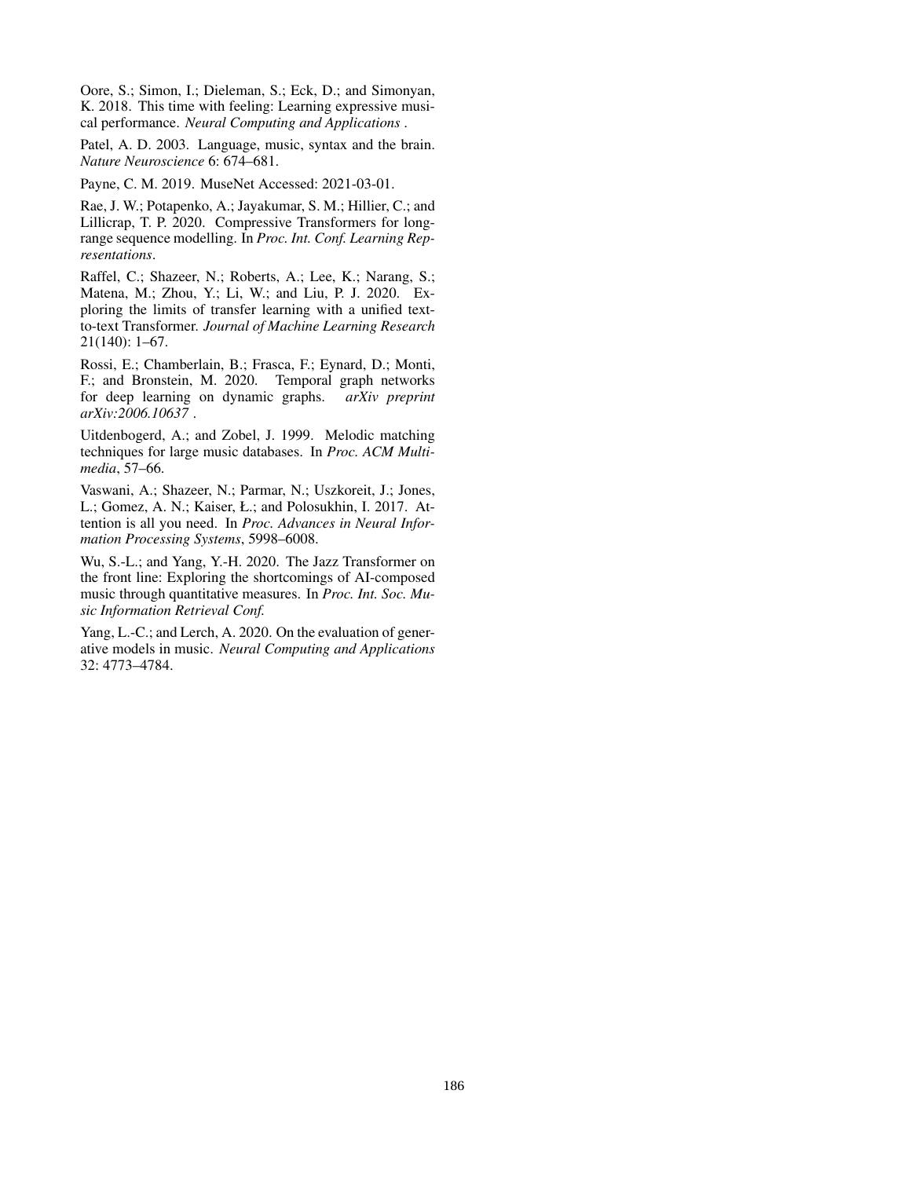Oore, S.; Simon, I.; Dieleman, S.; Eck, D.; and Simonyan, K. 2018. This time with feeling: Learning expressive musical performance. *Neural Computing and Applications* .

Patel, A. D. 2003. Language, music, syntax and the brain. *Nature Neuroscience* 6: 674–681.

Payne, C. M. 2019. MuseNet Accessed: 2021-03-01.

Rae, J. W.; Potapenko, A.; Jayakumar, S. M.; Hillier, C.; and Lillicrap, T. P. 2020. Compressive Transformers for long-range sequence modelling. In *Proc. Int. Conf. Learning Representations*.

Raffel, C.; Shazeer, N.; Roberts, A.; Lee, K.; Narang, S.; Matena, M.; Zhou, Y.; Li, W.; and Liu, P. J. 2020. Exploring the limits of transfer learning with a unified text-to-text Transformer. *Journal of Machine Learning Research* 21(140): 1–67.

Rossi, E.; Chamberlain, B.; Frasca, F.; Eynard, D.; Monti, F.; and Bronstein, M. 2020. Temporal graph networks for deep learning on dynamic graphs. *arXiv preprint arXiv:2006.10637* .

Uitdenbogerd, A.; and Zobel, J. 1999. Melodic matching techniques for large music databases. In *Proc. ACM Multimedia*, 57–66.

Vaswani, A.; Shazeer, N.; Parmar, N.; Uszkoreit, J.; Jones, L.; Gomez, A. N.; Kaiser, Ł.; and Polosukhin, I. 2017. Attention is all you need. In *Proc. Advances in Neural Information Processing Systems*, 5998–6008.

Wu, S.-L.; and Yang, Y.-H. 2020. The Jazz Transformer on the front line: Exploring the shortcomings of AI-composed music through quantitative measures. In *Proc. Int. Soc. Music Information Retrieval Conf.*

Yang, L.-C.; and Lerch, A. 2020. On the evaluation of generative models in music. *Neural Computing and Applications* 32: 4773–4784.